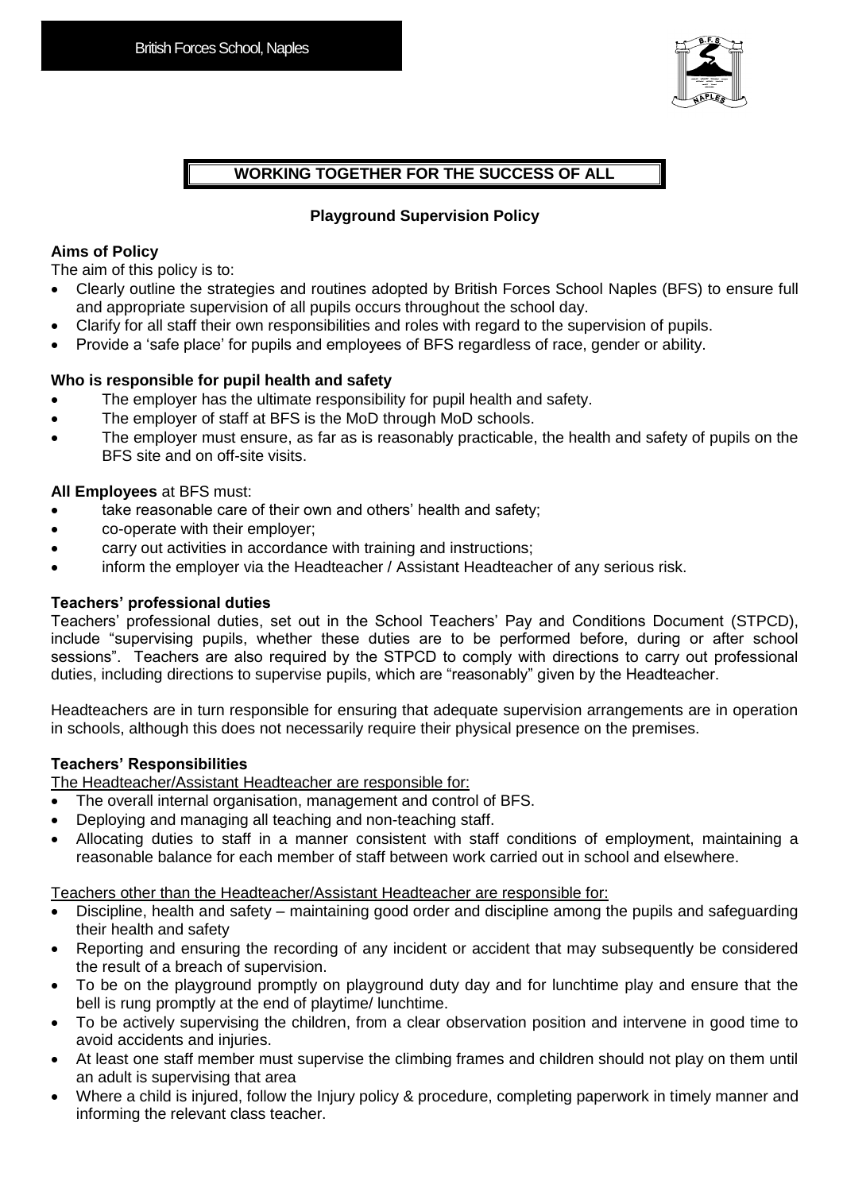British Forces School, Naples

**WORKING TOGETHER FOR THE SUCCESS OF ALL**

# Playground Supervision Policy

**Aims of Policy**

The aim of this policy is to:

- Clearly outline the strategies and routines adopted by British Forces School Naples (BFS) to ensure full and appropriate supervision of all pupils occurs throughout the school day.
- Clarify for all staff their own responsibilities and roles with regard to the supervision of pupils.
- Provide a 'safe place' for pupils and employees of BFS regardless of race, gender or ability.

**Who is responsible for pupil health and safety**

- The employer has the ultimate responsibility for pupil health and safety.
- The employer of staff at BFS is the MoD through MoD schools.
- The employer must ensure, as far as is reasonably practicable, the health and safety of pupils on the BFS site and on off-site visits.

**All Employees** at BFS must:

- take reasonable care of their own and others' health and safety;
- co-operate with their employer;
- carry out activities in accordance with training and instructions;
- inform the employer via the Headteacher / Assistant Headteacher of any serious risk.

**Teachers' professional duties**

Teachers' professional duties, set out in the School Teachers' Pay and Conditions Document (STPCD), include "supervising pupils, whether these duties are to be performed before, during or after school sessions". Teachers are also required by the STPCD to comply with directions to carry out professional duties, including directions to supervise pupils, which are "reasonably" given by the Headteacher.

Headteachers are in turn responsible for ensuring that adequate supervision arrangements are in operation in schools, although this does not necessarily require their physical presence on the premises.

**Teachers' Responsibilities**

The Headteacher/Assistant Headteacher are responsible for:

- The overall internal organisation, management and control of BFS.
- Deploying and managing all teaching and non-teaching staff.
- Allocating duties to staff in a manner consistent with staff conditions of employment, maintaining a reasonable balance for each member of staff between work carried out in school and elsewhere.

Teachers other than the Headteacher/Assistant Headteacher are responsible for:

- Discipline, health and safety – maintaining good order and discipline among the pupils and safeguarding their health and safety
- Reporting and ensuring the recording of any incident or accident that may subsequently be considered the result of a breach of supervision.
- To be on the playground promptly on playground duty day and for lunchtime play and ensure that the bell is rung promptly at the end of playtime/ lunchtime.
- To be actively supervising the children, from a clear observation position and intervene in good time to avoid accidents and injuries.
- At least one staff member must supervise the climbing frames and children should not play on them until an adult is supervising that area
- Where a child is injured, follow the Injury policy & procedure, completing paperwork in timely manner and informing the relevant class teacher.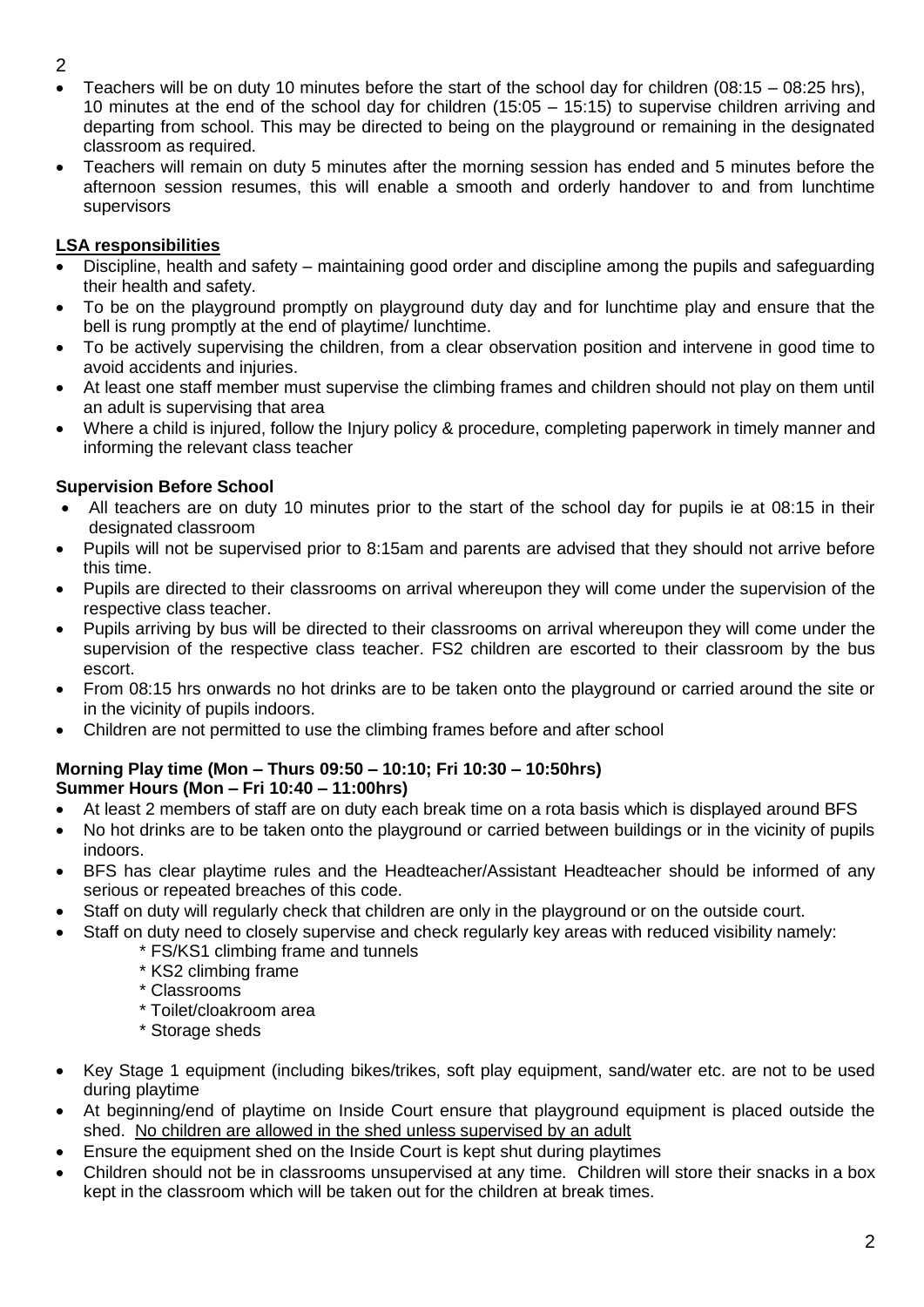- Teachers will be on duty 10 minutes before the start of the school day for children (08:15 – 08:25 hrs), 10 minutes at the end of the school day for children (15:05 – 15:15) to supervise children arriving and departing from school. This may be directed to being on the playground or remaining in the designated classroom as required.
- Teachers will remain on duty 5 minutes after the morning session has ended and 5 minutes before the afternoon session resumes, this will enable a smooth and orderly handover to and from lunchtime supervisors

## <u>LSA responsibilities</u>

- Discipline, health and safety – maintaining good order and discipline among the pupils and safeguarding their health and safety.
- To be on the playground promptly on playground duty day and for lunchtime play and ensure that the bell is rung promptly at the end of playtime/ lunchtime.
- To be actively supervising the children, from a clear observation position and intervene in good time to avoid accidents and injuries.
- At least one staff member must supervise the climbing frames and children should not play on them until an adult is supervising that area
- Where a child is injured, follow the Injury policy & procedure, completing paperwork in timely manner and informing the relevant class teacher

## Supervision Before School

- All teachers are on duty 10 minutes prior to the start of the school day for pupils ie at 08:15 in their designated classroom
- Pupils will not be supervised prior to 8:15am and parents are advised that they should not arrive before this time.
- Pupils are directed to their classrooms on arrival whereupon they will come under the supervision of the respective class teacher.
- Pupils arriving by bus will be directed to their classrooms on arrival whereupon they will come under the supervision of the respective class teacher. FS2 children are escorted to their classroom by the bus escort.
- From 08:15 hrs onwards no hot drinks are to be taken onto the playground or carried around the site or in the vicinity of pupils indoors.
- Children are not permitted to use the climbing frames before and after school

## Morning Play time (Mon – Thurs 09:50 – 10:10; Fri 10:30 – 10:50hrs)
## Summer Hours (Mon – Fri 10:40 – 11:00hrs)

- At least 2 members of staff are on duty each break time on a rota basis which is displayed around BFS
- No hot drinks are to be taken onto the playground or carried between buildings or in the vicinity of pupils indoors.
- BFS has clear playtime rules and the Headteacher/Assistant Headteacher should be informed of any serious or repeated breaches of this code.
- Staff on duty will regularly check that children are only in the playground or on the outside court.
- Staff on duty need to closely supervise and check regularly key areas with reduced visibility namely:
  - * FS/KS1 climbing frame and tunnels
  - * KS2 climbing frame
  - * Classrooms
  - * Toilet/cloakroom area
  - * Storage sheds
- Key Stage 1 equipment (including bikes/trikes, soft play equipment, sand/water etc. are not to be used during playtime
- At beginning/end of playtime on Inside Court ensure that playground equipment is placed outside the shed. <u>No children are allowed in the shed unless supervised by an adult</u>
- Ensure the equipment shed on the Inside Court is kept shut during playtimes
- Children should not be in classrooms unsupervised at any time. Children will store their snacks in a box kept in the classroom which will be taken out for the children at break times.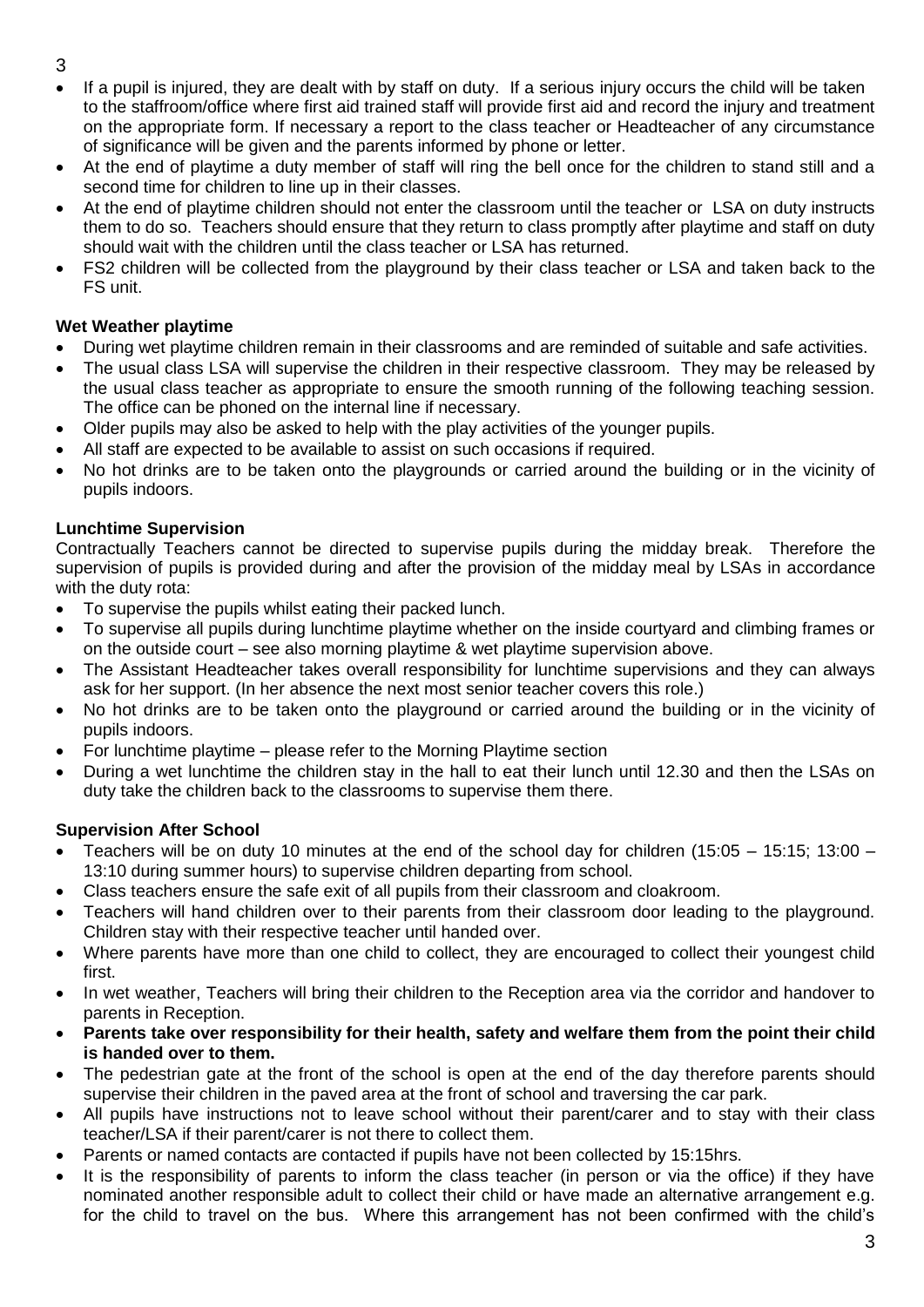- If a pupil is injured, they are dealt with by staff on duty. If a serious injury occurs the child will be taken to the staffroom/office where first aid trained staff will provide first aid and record the injury and treatment on the appropriate form. If necessary a report to the class teacher or Headteacher of any circumstance of significance will be given and the parents informed by phone or letter.
- At the end of playtime a duty member of staff will ring the bell once for the children to stand still and a second time for children to line up in their classes.
- At the end of playtime children should not enter the classroom until the teacher or LSA on duty instructs them to do so. Teachers should ensure that they return to class promptly after playtime and staff on duty should wait with the children until the class teacher or LSA has returned.
- FS2 children will be collected from the playground by their class teacher or LSA and taken back to the FS unit.

**Wet Weather playtime**

- During wet playtime children remain in their classrooms and are reminded of suitable and safe activities.
- The usual class LSA will supervise the children in their respective classroom. They may be released by the usual class teacher as appropriate to ensure the smooth running of the following teaching session. The office can be phoned on the internal line if necessary.
- Older pupils may also be asked to help with the play activities of the younger pupils.
- All staff are expected to be available to assist on such occasions if required.
- No hot drinks are to be taken onto the playgrounds or carried around the building or in the vicinity of pupils indoors.

**Lunchtime Supervision**

Contractually Teachers cannot be directed to supervise pupils during the midday break. Therefore the supervision of pupils is provided during and after the provision of the midday meal by LSAs in accordance with the duty rota:

- To supervise the pupils whilst eating their packed lunch.
- To supervise all pupils during lunchtime playtime whether on the inside courtyard and climbing frames or on the outside court – see also morning playtime & wet playtime supervision above.
- The Assistant Headteacher takes overall responsibility for lunchtime supervisions and they can always ask for her support. (In her absence the next most senior teacher covers this role.)
- No hot drinks are to be taken onto the playground or carried around the building or in the vicinity of pupils indoors.
- For lunchtime playtime – please refer to the Morning Playtime section
- During a wet lunchtime the children stay in the hall to eat their lunch until 12.30 and then the LSAs on duty take the children back to the classrooms to supervise them there.

**Supervision After School**

- Teachers will be on duty 10 minutes at the end of the school day for children (15:05 – 15:15; 13:00 – 13:10 during summer hours) to supervise children departing from school.
- Class teachers ensure the safe exit of all pupils from their classroom and cloakroom.
- Teachers will hand children over to their parents from their classroom door leading to the playground. Children stay with their respective teacher until handed over.
- Where parents have more than one child to collect, they are encouraged to collect their youngest child first.
- In wet weather, Teachers will bring their children to the Reception area via the corridor and handover to parents in Reception.
- **Parents take over responsibility for their health, safety and welfare them from the point their child is handed over to them.**
- The pedestrian gate at the front of the school is open at the end of the day therefore parents should supervise their children in the paved area at the front of school and traversing the car park.
- All pupils have instructions not to leave school without their parent/carer and to stay with their class teacher/LSA if their parent/carer is not there to collect them.
- Parents or named contacts are contacted if pupils have not been collected by 15:15hrs.
- It is the responsibility of parents to inform the class teacher (in person or via the office) if they have nominated another responsible adult to collect their child or have made an alternative arrangement e.g. for the child to travel on the bus. Where this arrangement has not been confirmed with the child's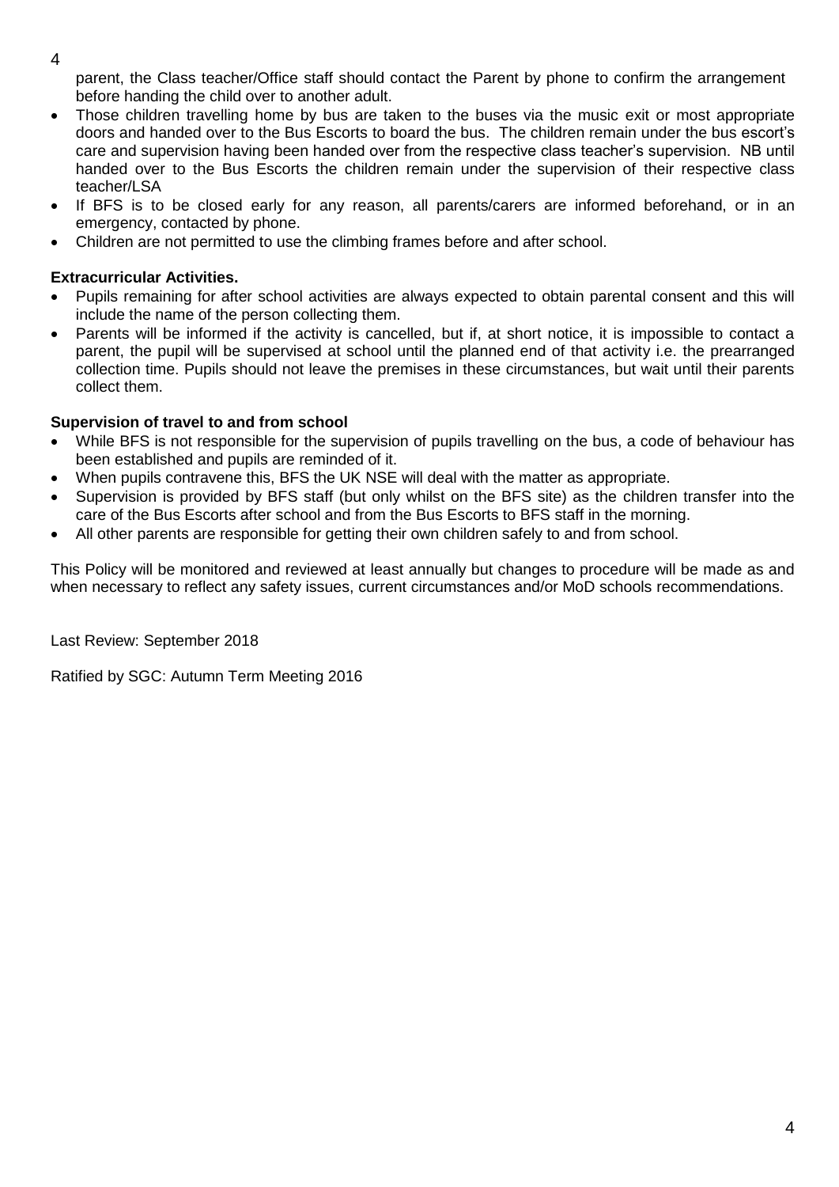parent, the Class teacher/Office staff should contact the Parent by phone to confirm the arrangement before handing the child over to another adult.

- Those children travelling home by bus are taken to the buses via the music exit or most appropriate doors and handed over to the Bus Escorts to board the bus. The children remain under the bus escort's care and supervision having been handed over from the respective class teacher's supervision. NB until handed over to the Bus Escorts the children remain under the supervision of their respective class teacher/LSA
- If BFS is to be closed early for any reason, all parents/carers are informed beforehand, or in an emergency, contacted by phone.
- Children are not permitted to use the climbing frames before and after school.

**Extracurricular Activities.**

- Pupils remaining for after school activities are always expected to obtain parental consent and this will include the name of the person collecting them.
- Parents will be informed if the activity is cancelled, but if, at short notice, it is impossible to contact a parent, the pupil will be supervised at school until the planned end of that activity i.e. the prearranged collection time. Pupils should not leave the premises in these circumstances, but wait until their parents collect them.

**Supervision of travel to and from school**

- While BFS is not responsible for the supervision of pupils travelling on the bus, a code of behaviour has been established and pupils are reminded of it.
- When pupils contravene this, BFS the UK NSE will deal with the matter as appropriate.
- Supervision is provided by BFS staff (but only whilst on the BFS site) as the children transfer into the care of the Bus Escorts after school and from the Bus Escorts to BFS staff in the morning.
- All other parents are responsible for getting their own children safely to and from school.

This Policy will be monitored and reviewed at least annually but changes to procedure will be made as and when necessary to reflect any safety issues, current circumstances and/or MoD schools recommendations.

Last Review: September 2018

Ratified by SGC: Autumn Term Meeting 2016